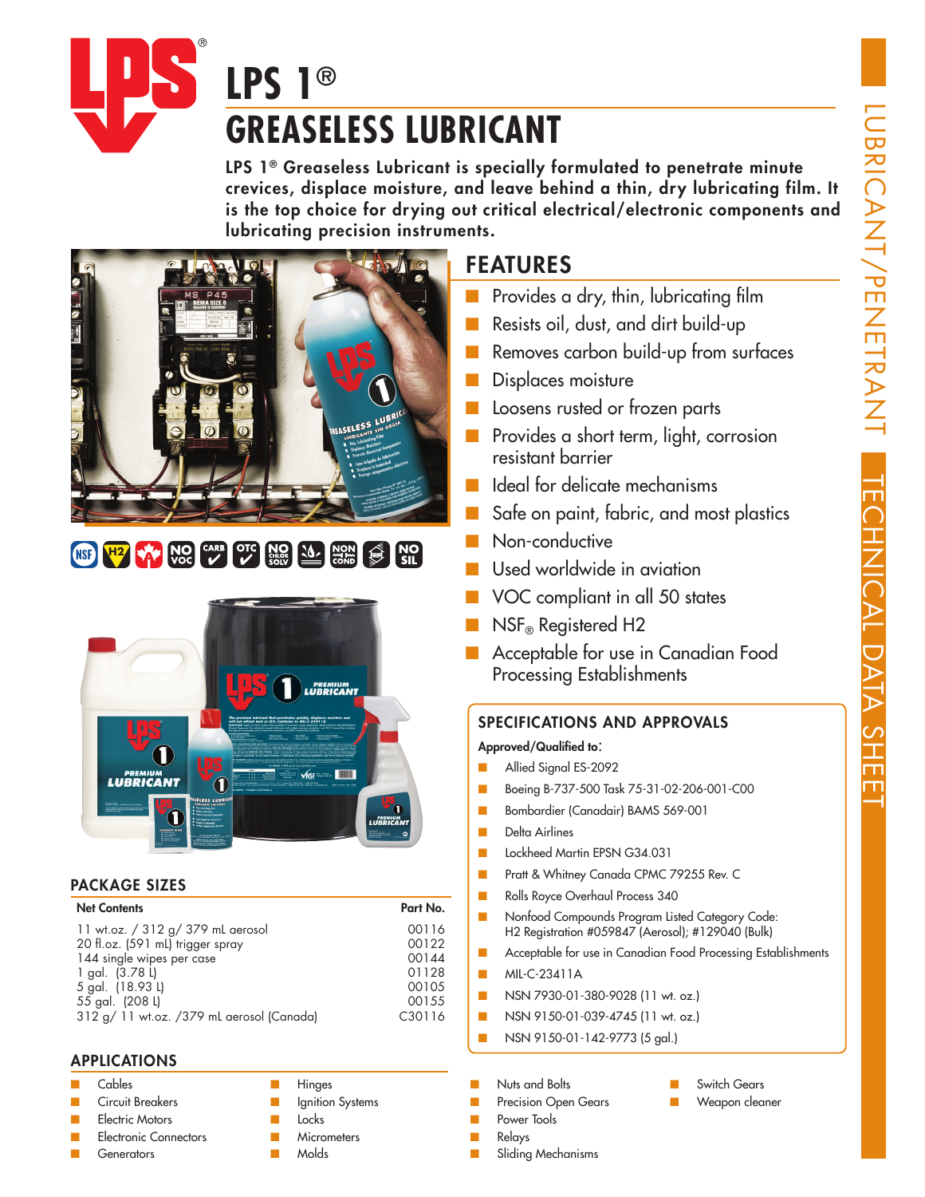# LPS 1®

# GREASELESS LUBRICANT

**LPS 1® Greaseless Lubricant is specially formulated to penetrate minute crevices, displace moisture, and leave behind a thin, dry lubricating film. It is the top choice for drying out critical electrical/electronic components and lubricating precision instruments.**

## FEATURES

- Provides a dry, thin, lubricating film
- Resists oil, dust, and dirt build-up
- Removes carbon build-up from surfaces
- Displaces moisture
- Loosens rusted or frozen parts
- Provides a short term, light, corrosion resistant barrier
- Ideal for delicate mechanisms
- Safe on paint, fabric, and most plastics
- Non-conductive
- Used worldwide in aviation
- VOC compliant in all 50 states
- NSF® Registered H2
- Acceptable for use in Canadian Food Processing Establishments

## SPECIFICATIONS AND APPROVALS

**Approved/Qualified to:**

- Allied Signal ES-2092
- Boeing B-737-500 Task 75-31-02-206-001-C00
- Bombardier (Canadair) BAMS 569-001
- Delta Airlines
- Lockheed Martin EPSN G34.031
- Pratt & Whitney Canada CPMC 79255 Rev. C
- Rolls Royce Overhaul Process 340
- Nonfood Compounds Program Listed Category Code: H2 Registration #059847 (Aerosol); #129040 (Bulk)
- Acceptable for use in Canadian Food Processing Establishments
- MIL-C-23411A
- NSN 7930-01-380-9028 (11 wt. oz.)
- NSN 9150-01-039-4745 (11 wt. oz.)
- NSN 9150-01-142-9773 (5 gal.)

## PACKAGE SIZES

| Net Contents | Part No. |
|---|---|
| 11 wt.oz. / 312 g/ 379 mL aerosol | 00116 |
| 20 fl.oz. (591 mL) trigger spray | 00122 |
| 144 single wipes per case | 00144 |
| 1 gal. (3.78 L) | 01128 |
| 5 gal. (18.93 L) | 00105 |
| 55 gal. (208 L) | 00155 |
| 312 g/ 11 wt.oz. /379 mL aerosol (Canada) | C30116 |

## APPLICATIONS

- Cables
- Circuit Breakers
- Electric Motors
- Electronic Connectors
- Generators
- Hinges
- Ignition Systems
- Locks
- Micrometers
- Molds
- Nuts and Bolts
- Precision Open Gears
- Power Tools
- Relays
- Sliding Mechanisms
- Switch Gears
- Weapon cleaner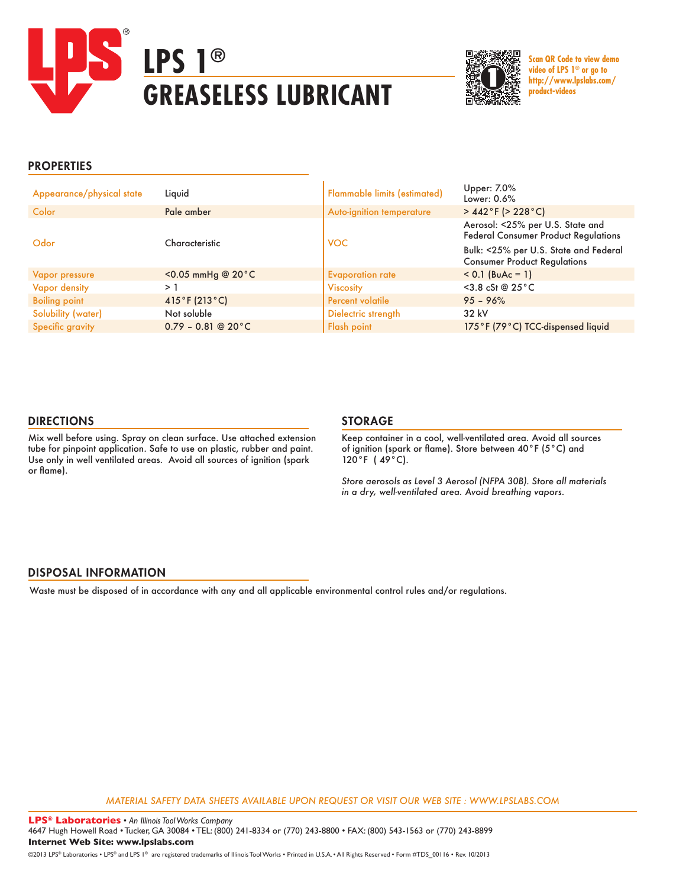# LPS 1®
# GREASELESS LUBRICANT

Scan QR Code to view demo video of LPS 1® or go to http://www.lpslabs.com/product-videos

## PROPERTIES

| | | | |
|---|---|---|---|
| Appearance/physical state | Liquid | Flammable limits (estimated) | Upper: 7.0%<br>Lower: 0.6% |
| Color | Pale amber | Auto-ignition temperature | > 442°F (> 228°C) |
| Odor | Characteristic | VOC | Aerosol: <25% per U.S. State and Federal Consumer Product Regulations<br>Bulk: <25% per U.S. State and Federal Consumer Product Regulations |
| Vapor pressure | <0.05 mmHg @ 20°C | Evaporation rate | < 0.1 (BuAc = 1) |
| Vapor density | > 1 | Viscosity | <3.8 cSt @ 25°C |
| Boiling point | 415°F (213°C) | Percent volatile | 95 – 96% |
| Solubility (water) | Not soluble | Dielectric strength | 32 kV |
| Specific gravity | 0.79 – 0.81 @ 20°C | Flash point | 175°F (79°C) TCC-dispensed liquid |

## DIRECTIONS

Mix well before using. Spray on clean surface. Use attached extension tube for pinpoint application. Safe to use on plastic, rubber and paint. Use only in well ventilated areas. Avoid all sources of ignition (spark or flame).

## STORAGE

Keep container in a cool, well-ventilated area. Avoid all sources of ignition (spark or flame). Store between 40°F (5°C) and 120°F ( 49°C).

*Store aerosols as Level 3 Aerosol (NFPA 30B). Store all materials in a dry, well-ventilated area. Avoid breathing vapors.*

## DISPOSAL INFORMATION

Waste must be disposed of in accordance with any and all applicable environmental control rules and/or regulations.

*MATERIAL SAFETY DATA SHEETS AVAILABLE UPON REQUEST OR VISIT OUR WEB SITE : WWW.LPSLABS.COM*

**LPS® Laboratories** • *An Illinois Tool Works Company*
4647 Hugh Howell Road • Tucker, GA 30084 • TEL: (800) 241-8334 or (770) 243-8800 • FAX: (800) 543-1563 or (770) 243-8899
**Internet Web Site: www.lpslabs.com**

©2013 LPS® Laboratories • LPS® and LPS 1® are registered trademarks of Illinois Tool Works • Printed in U.S.A. • All Rights Reserved • Form #TDS_00116 • Rev. 10/2013